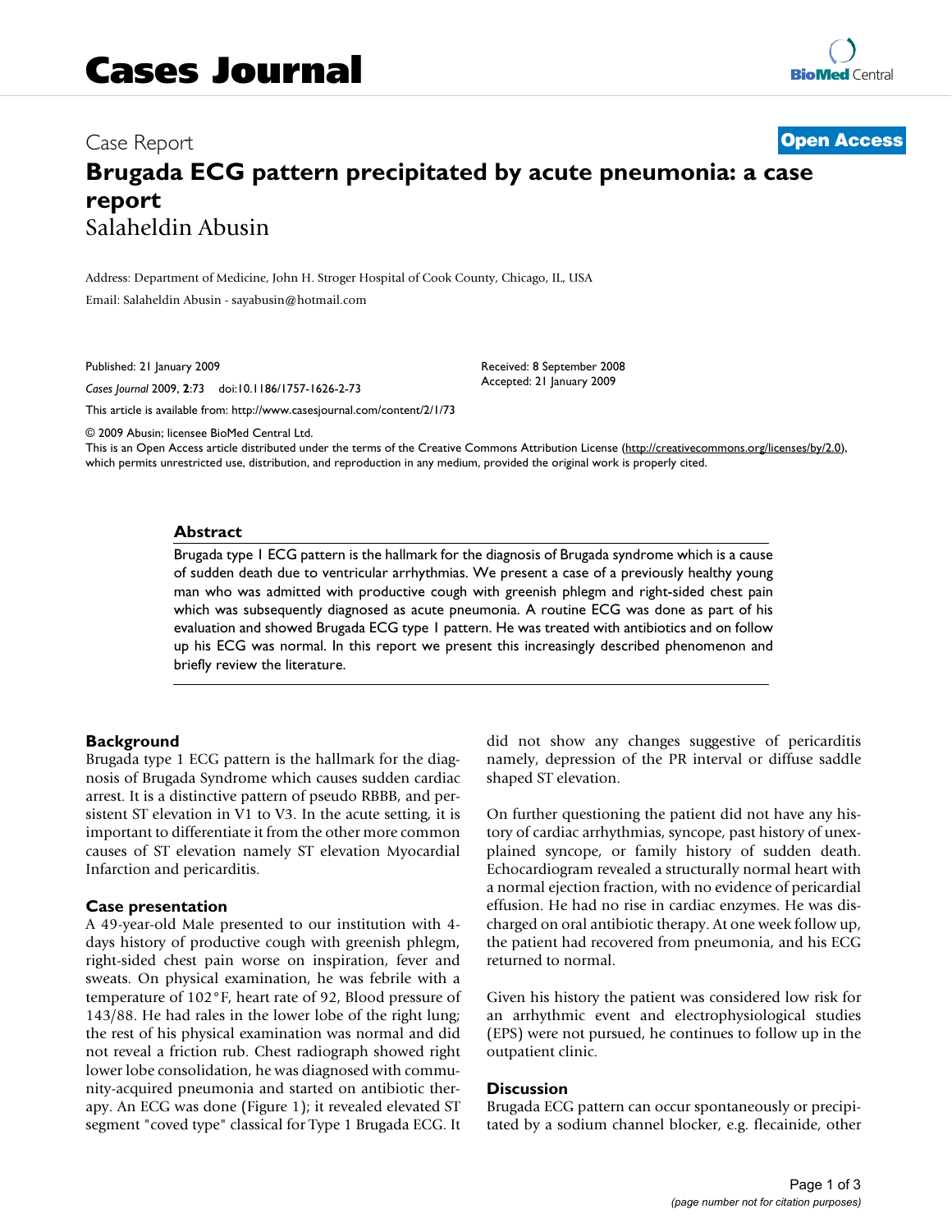# Cases Journal

Case Report

**Open Access**

# Brugada ECG pattern precipitated by acute pneumonia: a case report

Salaheldin Abusin

Address: Department of Medicine, John H. Stroger Hospital of Cook County, Chicago, IL, USA

Email: Salaheldin Abusin - sayabusin@hotmail.com

Published: 21 January 2009

*Cases Journal* 2009, **2**:73 doi:10.1186/1757-1626-2-73

Received: 8 September 2008

Accepted: 21 January 2009

This article is available from: http://www.casesjournal.com/content/2/1/73

© 2009 Abusin; licensee BioMed Central Ltd.

This is an Open Access article distributed under the terms of the Creative Commons Attribution License (http://creativecommons.org/licenses/by/2.0), which permits unrestricted use, distribution, and reproduction in any medium, provided the original work is properly cited.

## Abstract

Brugada type 1 ECG pattern is the hallmark for the diagnosis of Brugada syndrome which is a cause of sudden death due to ventricular arrhythmias. We present a case of a previously healthy young man who was admitted with productive cough with greenish phlegm and right-sided chest pain which was subsequently diagnosed as acute pneumonia. A routine ECG was done as part of his evaluation and showed Brugada ECG type 1 pattern. He was treated with antibiotics and on follow up his ECG was normal. In this report we present this increasingly described phenomenon and briefly review the literature.

## Background

Brugada type 1 ECG pattern is the hallmark for the diagnosis of Brugada Syndrome which causes sudden cardiac arrest. It is a distinctive pattern of pseudo RBBB, and persistent ST elevation in V1 to V3. In the acute setting, it is important to differentiate it from the other more common causes of ST elevation namely ST elevation Myocardial Infarction and pericarditis.

## Case presentation

A 49-year-old Male presented to our institution with 4-days history of productive cough with greenish phlegm, right-sided chest pain worse on inspiration, fever and sweats. On physical examination, he was febrile with a temperature of 102°F, heart rate of 92, Blood pressure of 143/88. He had rales in the lower lobe of the right lung; the rest of his physical examination was normal and did not reveal a friction rub. Chest radiograph showed right lower lobe consolidation, he was diagnosed with community-acquired pneumonia and started on antibiotic therapy. An ECG was done (Figure 1); it revealed elevated ST segment "coved type" classical for Type 1 Brugada ECG. It did not show any changes suggestive of pericarditis namely, depression of the PR interval or diffuse saddle shaped ST elevation.

On further questioning the patient did not have any history of cardiac arrhythmias, syncope, past history of unexplained syncope, or family history of sudden death. Echocardiogram revealed a structurally normal heart with a normal ejection fraction, with no evidence of pericardial effusion. He had no rise in cardiac enzymes. He was discharged on oral antibiotic therapy. At one week follow up, the patient had recovered from pneumonia, and his ECG returned to normal.

Given his history the patient was considered low risk for an arrhythmic event and electrophysiological studies (EPS) were not pursued, he continues to follow up in the outpatient clinic.

## Discussion

Brugada ECG pattern can occur spontaneously or precipitated by a sodium channel blocker, e.g. flecainide, other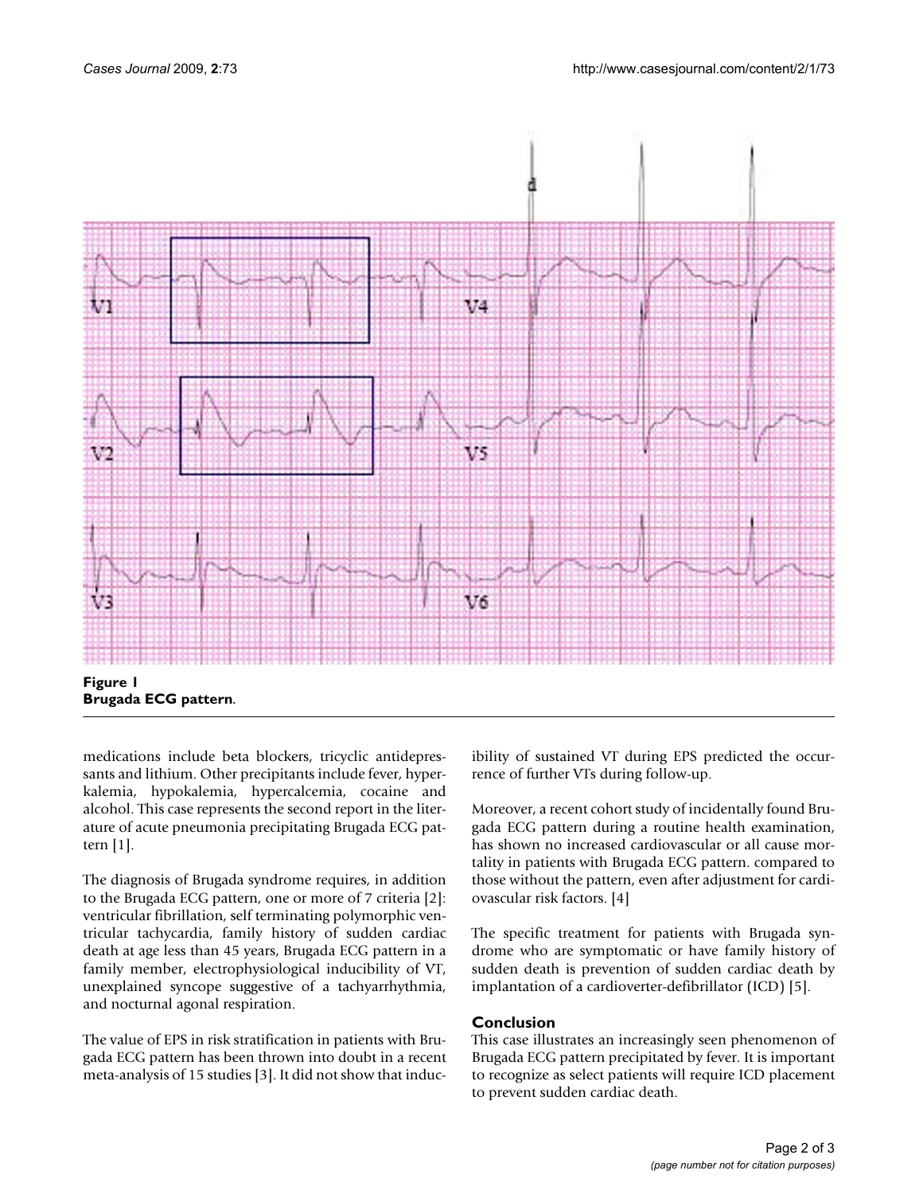**Figure 1**
**Brugada ECG pattern**.

medications include beta blockers, tricyclic antidepressants and lithium. Other precipitants include fever, hyperkalemia, hypokalemia, hypercalcemia, cocaine and alcohol. This case represents the second report in the literature of acute pneumonia precipitating Brugada ECG pattern [1].

The diagnosis of Brugada syndrome requires, in addition to the Brugada ECG pattern, one or more of 7 criteria [2]: ventricular fibrillation, self terminating polymorphic ventricular tachycardia, family history of sudden cardiac death at age less than 45 years, Brugada ECG pattern in a family member, electrophysiological inducibility of VT, unexplained syncope suggestive of a tachyarrhythmia, and nocturnal agonal respiration.

The value of EPS in risk stratification in patients with Brugada ECG pattern has been thrown into doubt in a recent meta-analysis of 15 studies [3]. It did not show that inducibility of sustained VT during EPS predicted the occurrence of further VTs during follow-up.

Moreover, a recent cohort study of incidentally found Brugada ECG pattern during a routine health examination, has shown no increased cardiovascular or all cause mortality in patients with Brugada ECG pattern. compared to those without the pattern, even after adjustment for cardiovascular risk factors. [4]

The specific treatment for patients with Brugada syndrome who are symptomatic or have family history of sudden death is prevention of sudden cardiac death by implantation of a cardioverter-defibrillator (ICD) [5].

## Conclusion

This case illustrates an increasingly seen phenomenon of Brugada ECG pattern precipitated by fever. It is important to recognize as select patients will require ICD placement to prevent sudden cardiac death.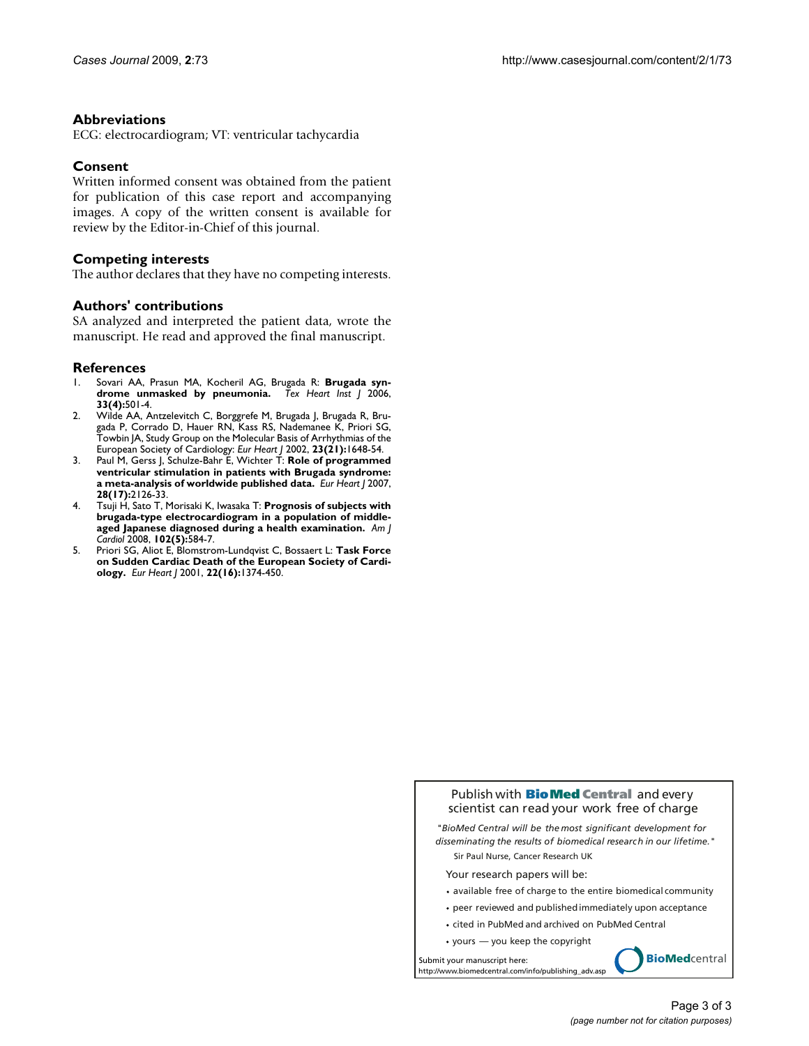## Abbreviations

ECG: electrocardiogram; VT: ventricular tachycardia

## Consent

Written informed consent was obtained from the patient for publication of this case report and accompanying images. A copy of the written consent is available for review by the Editor-in-Chief of this journal.

## Competing interests

The author declares that they have no competing interests.

## Authors' contributions

SA analyzed and interpreted the patient data, wrote the manuscript. He read and approved the final manuscript.

## References

1. Sovari AA, Prasun MA, Kocheril AG, Brugada R: **Brugada syndrome unmasked by pneumonia.** *Tex Heart Inst J* 2006, **33(4):**501-4.
2. Wilde AA, Antzelevitch C, Borggrefe M, Brugada J, Brugada R, Brugada P, Corrado D, Hauer RN, Kass RS, Nademanee K, Priori SG, Towbin JA, Study Group on the Molecular Basis of Arrhythmias of the European Society of Cardiology: *Eur Heart J* 2002, **23(21):**1648-54.
3. Paul M, Gerss J, Schulze-Bahr E, Wichter T: **Role of programmed ventricular stimulation in patients with Brugada syndrome: a meta-analysis of worldwide published data.** *Eur Heart J* 2007, **28(17):**2126-33.
4. Tsuji H, Sato T, Morisaki K, Iwasaka T: **Prognosis of subjects with brugada-type electrocardiogram in a population of middle-aged Japanese diagnosed during a health examination.** *Am J Cardiol* 2008, **102(5):**584-7.
5. Priori SG, Aliot E, Blomstrom-Lundqvist C, Bossaert L: **Task Force on Sudden Cardiac Death of the European Society of Cardiology.** *Eur Heart J* 2001, **22(16):**1374-450.

Publish with **BioMed Central** and every scientist can read your work free of charge

*"BioMed Central will be the most significant development for disseminating the results of biomedical research in our lifetime."*

Sir Paul Nurse, Cancer Research UK

Your research papers will be:

- available free of charge to the entire biomedical community
- peer reviewed and published immediately upon acceptance
- cited in PubMed and archived on PubMed Central
- yours — you keep the copyright

Submit your manuscript here:
http://www.biomedcentral.com/info/publishing_adv.asp

**BioMed**central